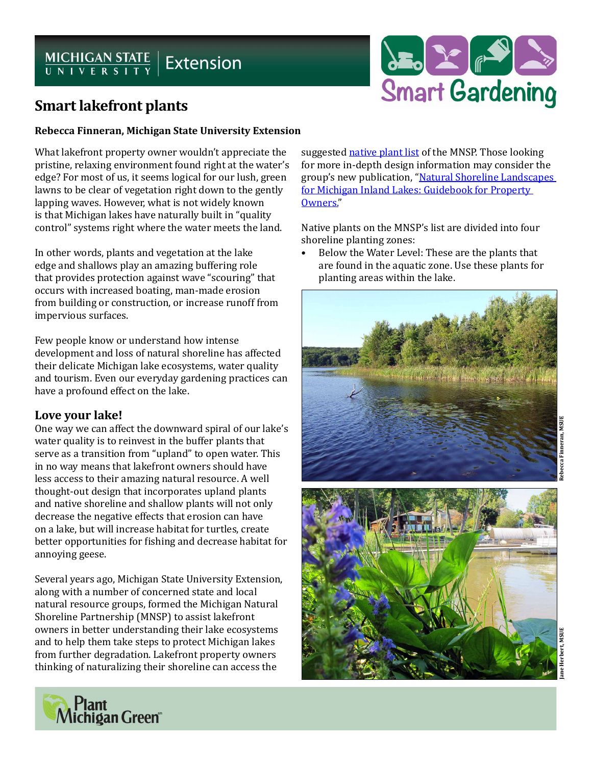# Smart lakefront plants

**Rebecca Finneran, Michigan State University Extension**

What lakefront property owner wouldn't appreciate the pristine, relaxing environment found right at the water's edge? For most of us, it seems logical for our lush, green lawns to be clear of vegetation right down to the gently lapping waves. However, what is not widely known is that Michigan lakes have naturally built in "quality control" systems right where the water meets the land.

In other words, plants and vegetation at the lake edge and shallows play an amazing buffering role that provides protection against wave "scouring" that occurs with increased boating, man-made erosion from building or construction, or increase runoff from impervious surfaces.

Few people know or understand how intense development and loss of natural shoreline has affected their delicate Michigan lake ecosystems, water quality and tourism. Even our everyday gardening practices can have a profound effect on the lake.

## Love your lake!

One way we can affect the downward spiral of our lake's water quality is to reinvest in the buffer plants that serve as a transition from "upland" to open water. This in no way means that lakefront owners should have less access to their amazing natural resource. A well thought-out design that incorporates upland plants and native shoreline and shallow plants will not only decrease the negative effects that erosion can have on a lake, but will increase habitat for turtles, create better opportunities for fishing and decrease habitat for annoying geese.

Several years ago, Michigan State University Extension, along with a number of concerned state and local natural resource groups, formed the Michigan Natural Shoreline Partnership (MNSP) to assist lakefront owners in better understanding their lake ecosystems and to help them take steps to protect Michigan lakes from further degradation. Lakefront property owners thinking of naturalizing their shoreline can access the suggested native plant list of the MNSP. Those looking for more in-depth design information may consider the group's new publication, "Natural Shoreline Landscapes for Michigan Inland Lakes: Guidebook for Property Owners."

Native plants on the MNSP's list are divided into four shoreline planting zones:

- Below the Water Level: These are the plants that are found in the aquatic zone. Use these plants for planting areas within the lake.

Rebecca Finneran, MSUE

Jane Herbert, MSUE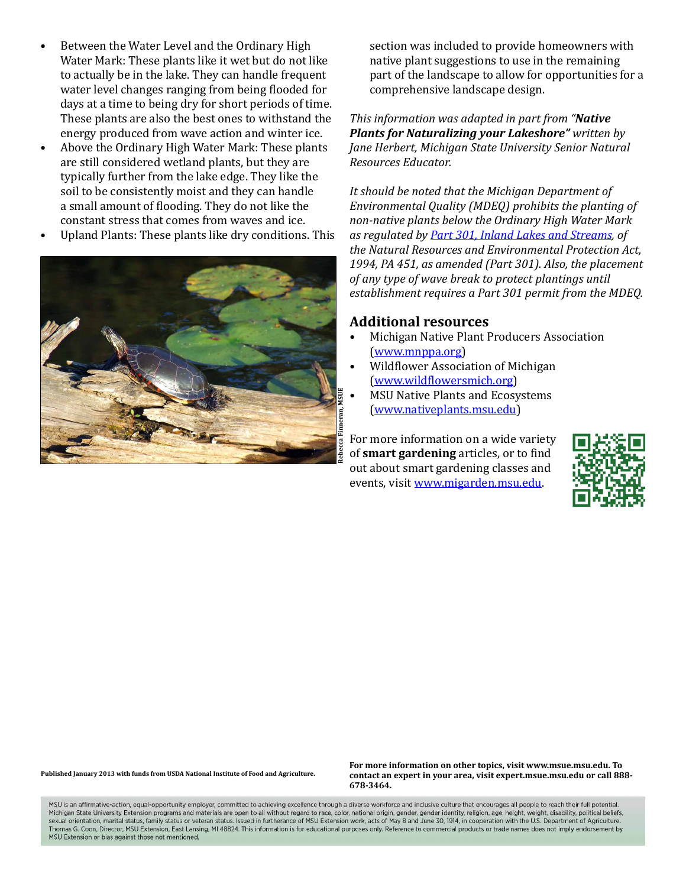- Between the Water Level and the Ordinary High Water Mark: These plants like it wet but do not like to actually be in the lake. They can handle frequent water level changes ranging from being flooded for days at a time to being dry for short periods of time. These plants are also the best ones to withstand the energy produced from wave action and winter ice.
- Above the Ordinary High Water Mark: These plants are still considered wetland plants, but they are typically further from the lake edge. They like the soil to be consistently moist and they can handle a small amount of flooding. They do not like the constant stress that comes from waves and ice.
- Upland Plants: These plants like dry conditions. This section was included to provide homeowners with native plant suggestions to use in the remaining part of the landscape to allow for opportunities for a comprehensive landscape design.

Rebecca Finneran, MSUE

*This information was adapted in part from "**Native Plants for Naturalizing your Lakeshore"** written by Jane Herbert, Michigan State University Senior Natural Resources Educator.*

*It should be noted that the Michigan Department of Environmental Quality (MDEQ) prohibits the planting of non-native plants below the Ordinary High Water Mark as regulated by [Part 301, Inland Lakes and Streams](), of the Natural Resources and Environmental Protection Act, 1994, PA 451, as amended (Part 301). Also, the placement of any type of wave break to protect plantings until establishment requires a Part 301 permit from the MDEQ.*

## Additional resources

- Michigan Native Plant Producers Association (www.mnppa.org)
- Wildflower Association of Michigan (www.wildflowersmich.org)
- MSU Native Plants and Ecosystems (www.nativeplants.msu.edu)

For more information on a wide variety of **smart gardening** articles, or to find out about smart gardening classes and events, visit www.migarden.msu.edu.

Published January 2013 with funds from USDA National Institute of Food and Agriculture.

**For more information on other topics, visit www.msue.msu.edu. To contact an expert in your area, visit expert.msue.msu.edu or call 888-678-3464.**

MSU is an affirmative-action, equal-opportunity employer, committed to achieving excellence through a diverse workforce and inclusive culture that encourages all people to reach their full potential. Michigan State University Extension programs and materials are open to all without regard to race, color, national origin, gender, gender identity, religion, age, height, weight, disability, political beliefs, sexual orientation, marital status, family status or veteran status. Issued in furtherance of MSU Extension work, acts of May 8 and June 30, 1914, in cooperation with the U.S. Department of Agriculture. Thomas G. Coon, Director, MSU Extension, East Lansing, MI 48824. This information is for educational purposes only. Reference to commercial products or trade names does not imply endorsement by MSU Extension or bias against those not mentioned.